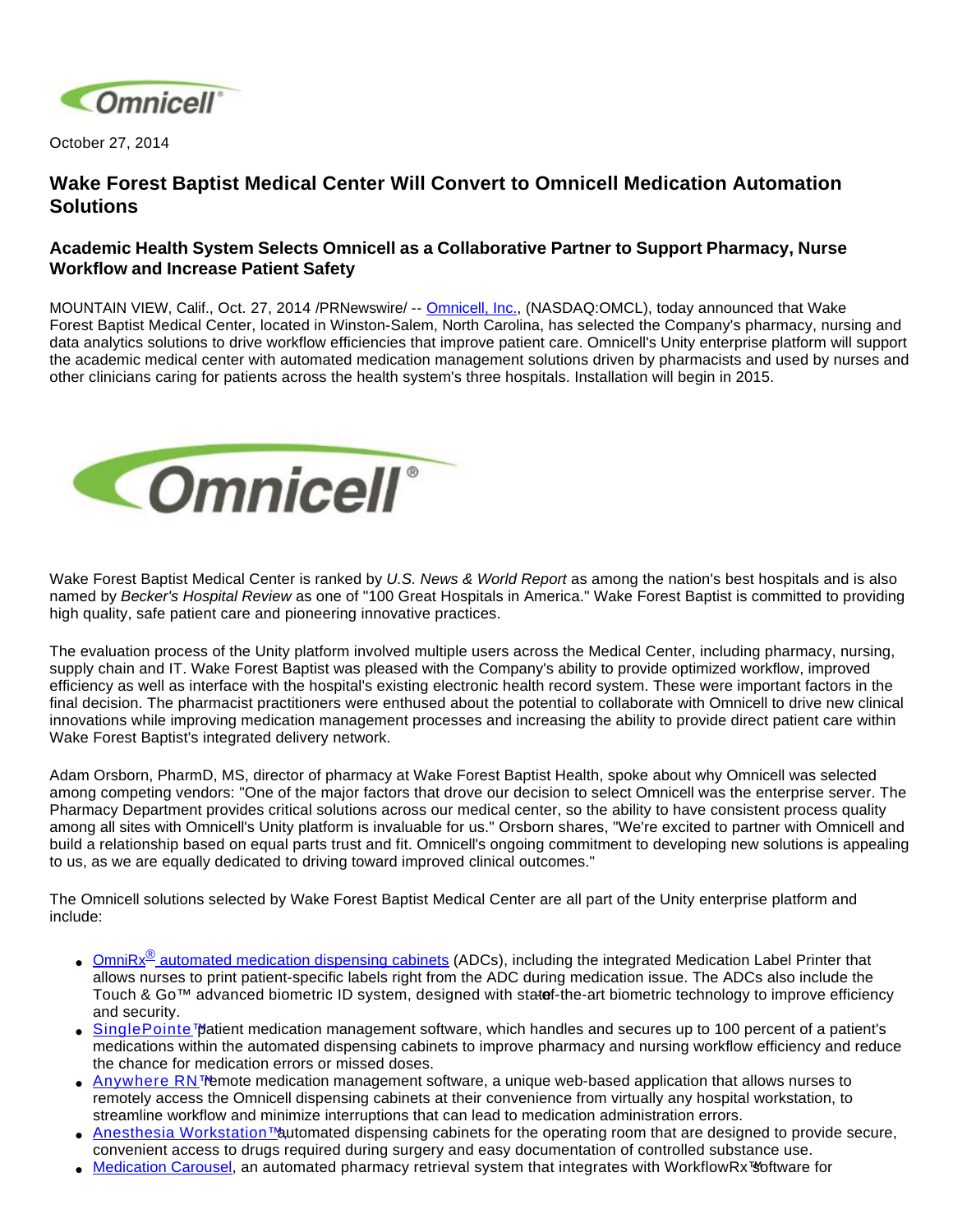October 27, 2014

# Wake Forest Baptist Medical Center Will Convert to Omnicell Medication Automation Solutions

## Academic Health System Selects Omnicell as a Collaborative Partner to Support Pharmacy, Nurse Workflow and Increase Patient Safety

MOUNTAIN VIEW, Calif., Oct. 27, 2014 /PRNewswire/ -- Omnicell, Inc., (NASDAQ:OMCL), today announced that Wake Forest Baptist Medical Center, located in Winston-Salem, North Carolina, has selected the Company's pharmacy, nursing and data analytics solutions to drive workflow efficiencies that improve patient care. Omnicell's Unity enterprise platform will support the academic medical center with automated medication management solutions driven by pharmacists and used by nurses and other clinicians caring for patients across the health system's three hospitals. Installation will begin in 2015.

Wake Forest Baptist Medical Center is ranked by *U.S. News & World Report* as among the nation's best hospitals and is also named by *Becker's Hospital Review* as one of "100 Great Hospitals in America." Wake Forest Baptist is committed to providing high quality, safe patient care and pioneering innovative practices.

The evaluation process of the Unity platform involved multiple users across the Medical Center, including pharmacy, nursing, supply chain and IT. Wake Forest Baptist was pleased with the Company's ability to provide optimized workflow, improved efficiency as well as interface with the hospital's existing electronic health record system. These were important factors in the final decision. The pharmacist practitioners were enthused about the potential to collaborate with Omnicell to drive new clinical innovations while improving medication management processes and increasing the ability to provide direct patient care within Wake Forest Baptist's integrated delivery network.

Adam Orsborn, PharmD, MS, director of pharmacy at Wake Forest Baptist Health, spoke about why Omnicell was selected among competing vendors: "One of the major factors that drove our decision to select Omnicell was the enterprise server. The Pharmacy Department provides critical solutions across our medical center, so the ability to have consistent process quality among all sites with Omnicell's Unity platform is invaluable for us." Orsborn shares, "We're excited to partner with Omnicell and build a relationship based on equal parts trust and fit. Omnicell's ongoing commitment to developing new solutions is appealing to us, as we are equally dedicated to driving toward improved clinical outcomes."

The Omnicell solutions selected by Wake Forest Baptist Medical Center are all part of the Unity enterprise platform and include:

- OmniRx® automated medication dispensing cabinets (ADCs), including the integrated Medication Label Printer that allows nurses to print patient-specific labels right from the ADC during medication issue. The ADCs also include the Touch & Go™ advanced biometric ID system, designed with state-of-the-art biometric technology to improve efficiency and security.
- SinglePointe™ patient medication management software, which handles and secures up to 100 percent of a patient's medications within the automated dispensing cabinets to improve pharmacy and nursing workflow efficiency and reduce the chance for medication errors or missed doses.
- Anywhere RN™ remote medication management software, a unique web-based application that allows nurses to remotely access the Omnicell dispensing cabinets at their convenience from virtually any hospital workstation, to streamline workflow and minimize interruptions that can lead to medication administration errors.
- Anesthesia Workstation™ automated dispensing cabinets for the operating room that are designed to provide secure, convenient access to drugs required during surgery and easy documentation of controlled substance use.
- Medication Carousel, an automated pharmacy retrieval system that integrates with WorkflowRx™ software for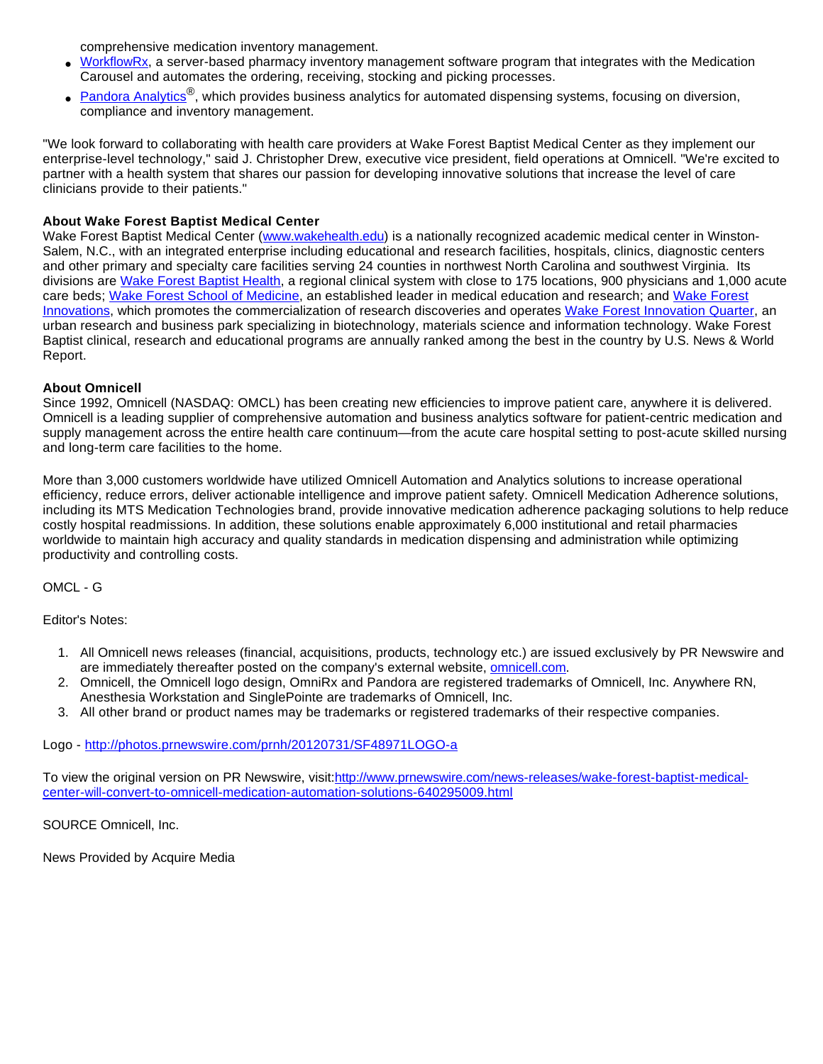comprehensive medication inventory management.

- WorkflowRx, a server-based pharmacy inventory management software program that integrates with the Medication Carousel and automates the ordering, receiving, stocking and picking processes.
- Pandora Analytics®, which provides business analytics for automated dispensing systems, focusing on diversion, compliance and inventory management.

"We look forward to collaborating with health care providers at Wake Forest Baptist Medical Center as they implement our enterprise-level technology," said J. Christopher Drew, executive vice president, field operations at Omnicell. "We're excited to partner with a health system that shares our passion for developing innovative solutions that increase the level of care clinicians provide to their patients."

**About Wake Forest Baptist Medical Center**
Wake Forest Baptist Medical Center (www.wakehealth.edu) is a nationally recognized academic medical center in Winston-Salem, N.C., with an integrated enterprise including educational and research facilities, hospitals, clinics, diagnostic centers and other primary and specialty care facilities serving 24 counties in northwest North Carolina and southwest Virginia. Its divisions are Wake Forest Baptist Health, a regional clinical system with close to 175 locations, 900 physicians and 1,000 acute care beds; Wake Forest School of Medicine, an established leader in medical education and research; and Wake Forest Innovations, which promotes the commercialization of research discoveries and operates Wake Forest Innovation Quarter, an urban research and business park specializing in biotechnology, materials science and information technology. Wake Forest Baptist clinical, research and educational programs are annually ranked among the best in the country by U.S. News & World Report.

**About Omnicell**
Since 1992, Omnicell (NASDAQ: OMCL) has been creating new efficiencies to improve patient care, anywhere it is delivered. Omnicell is a leading supplier of comprehensive automation and business analytics software for patient-centric medication and supply management across the entire health care continuum—from the acute care hospital setting to post-acute skilled nursing and long-term care facilities to the home.

More than 3,000 customers worldwide have utilized Omnicell Automation and Analytics solutions to increase operational efficiency, reduce errors, deliver actionable intelligence and improve patient safety. Omnicell Medication Adherence solutions, including its MTS Medication Technologies brand, provide innovative medication adherence packaging solutions to help reduce costly hospital readmissions. In addition, these solutions enable approximately 6,000 institutional and retail pharmacies worldwide to maintain high accuracy and quality standards in medication dispensing and administration while optimizing productivity and controlling costs.

OMCL - G

Editor's Notes:

1. All Omnicell news releases (financial, acquisitions, products, technology etc.) are issued exclusively by PR Newswire and are immediately thereafter posted on the company's external website, omnicell.com.
2. Omnicell, the Omnicell logo design, OmniRx and Pandora are registered trademarks of Omnicell, Inc. Anywhere RN, Anesthesia Workstation and SinglePointe are trademarks of Omnicell, Inc.
3. All other brand or product names may be trademarks or registered trademarks of their respective companies.

Logo - http://photos.prnewswire.com/prnh/20120731/SF48971LOGO-a

To view the original version on PR Newswire, visit:http://www.prnewswire.com/news-releases/wake-forest-baptist-medical-center-will-convert-to-omnicell-medication-automation-solutions-640295009.html

SOURCE Omnicell, Inc.

News Provided by Acquire Media